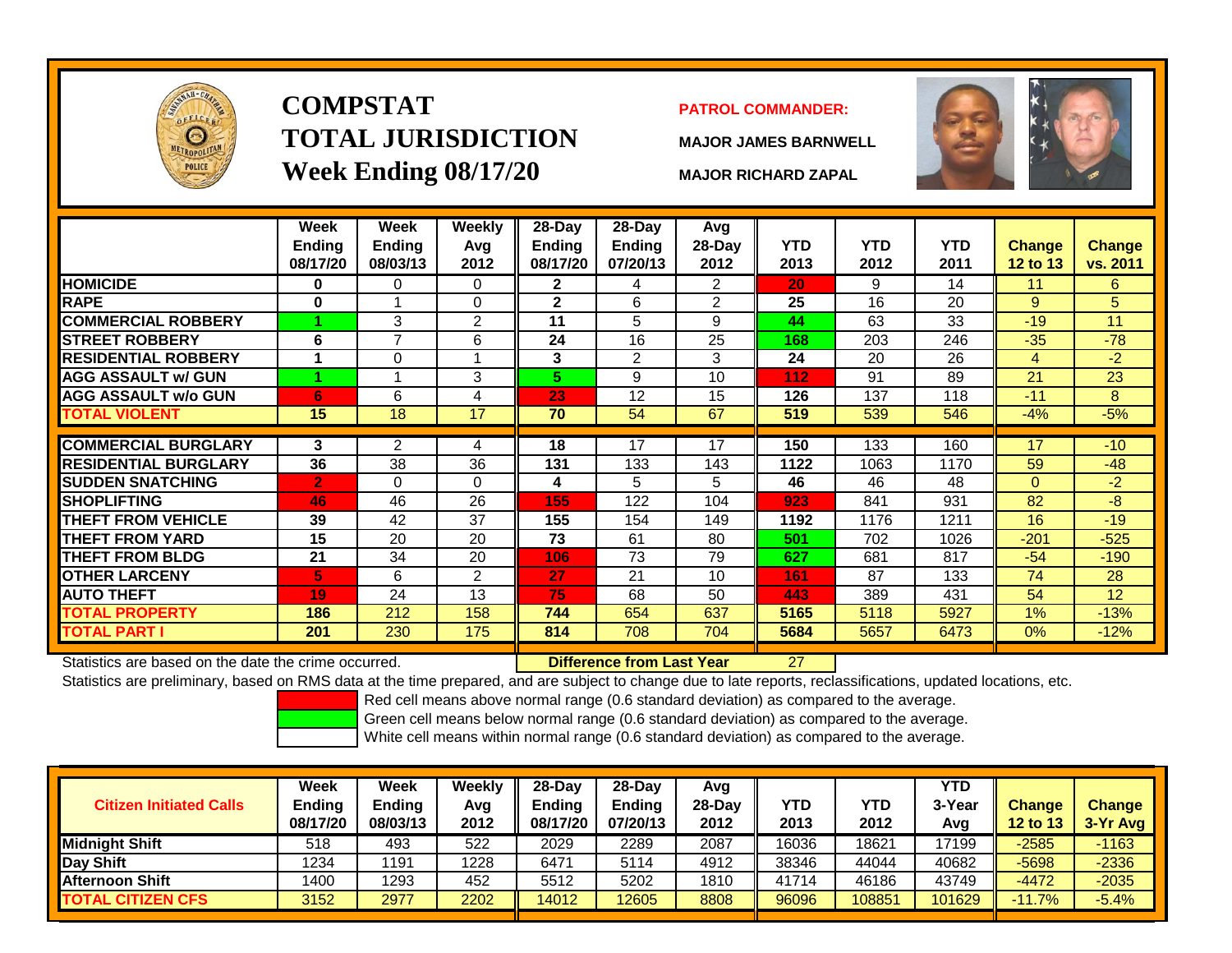# COMPSTAT
## TOTAL JURISDICTION
## Week Ending 08/17/20

**PATROL COMMANDER:**

**MAJOR JAMES BARNWELL**

**MAJOR RICHARD ZAPAL**

| | Week Ending 08/17/20 | Week Ending 08/03/13 | Weekly Avg 2012 | 28-Day Ending 08/17/20 | 28-Day Ending 07/20/13 | Avg 28-Day 2012 | YTD 2013 | YTD 2012 | YTD 2011 | Change 12 to 13 | Change vs. 2011 |
|---|---|---|---|---|---|---|---|---|---|---|---|
| HOMICIDE | 0 | 0 | 0 | 2 | 4 | 2 | 20 | 9 | 14 | 11 | 6 |
| RAPE | 0 | 1 | 0 | 2 | 6 | 2 | 25 | 16 | 20 | 9 | 5 |
| COMMERCIAL ROBBERY | 1 | 3 | 2 | 11 | 5 | 9 | 44 | 63 | 33 | -19 | 11 |
| STREET ROBBERY | 6 | 7 | 6 | 24 | 16 | 25 | 168 | 203 | 246 | -35 | -78 |
| RESIDENTIAL ROBBERY | 1 | 0 | 1 | 3 | 2 | 3 | 24 | 20 | 26 | 4 | -2 |
| AGG ASSAULT w/ GUN | 1 | 1 | 3 | 5 | 9 | 10 | 112 | 91 | 89 | 21 | 23 |
| AGG ASSAULT w/o GUN | 6 | 6 | 4 | 23 | 12 | 15 | 126 | 137 | 118 | -11 | 8 |
| TOTAL VIOLENT | 15 | 18 | 17 | 70 | 54 | 67 | 519 | 539 | 546 | -4% | -5% |
| COMMERCIAL BURGLARY | 3 | 2 | 4 | 18 | 17 | 17 | 150 | 133 | 160 | 17 | -10 |
| RESIDENTIAL BURGLARY | 36 | 38 | 36 | 131 | 133 | 143 | 1122 | 1063 | 1170 | 59 | -48 |
| SUDDEN SNATCHING | 2 | 0 | 0 | 4 | 5 | 5 | 46 | 46 | 48 | 0 | -2 |
| SHOPLIFTING | 46 | 46 | 26 | 155 | 122 | 104 | 923 | 841 | 931 | 82 | -8 |
| THEFT FROM VEHICLE | 39 | 42 | 37 | 155 | 154 | 149 | 1192 | 1176 | 1211 | 16 | -19 |
| THEFT FROM YARD | 15 | 20 | 20 | 73 | 61 | 80 | 501 | 702 | 1026 | -201 | -525 |
| THEFT FROM BLDG | 21 | 34 | 20 | 106 | 73 | 79 | 627 | 681 | 817 | -54 | -190 |
| OTHER LARCENY | 5 | 6 | 2 | 27 | 21 | 10 | 161 | 87 | 133 | 74 | 28 |
| AUTO THEFT | 19 | 24 | 13 | 75 | 68 | 50 | 443 | 389 | 431 | 54 | 12 |
| TOTAL PROPERTY | 186 | 212 | 158 | 744 | 654 | 637 | 5165 | 5118 | 5927 | 1% | -13% |
| TOTAL PART I | 201 | 230 | 175 | 814 | 708 | 704 | 5684 | 5657 | 6473 | 0% | -12% |

Statistics are based on the date the crime occurred. **Difference from Last Year** 27

Statistics are preliminary, based on RMS data at the time prepared, and are subject to change due to late reports, reclassifications, updated locations, etc.

Red cell means above normal range (0.6 standard deviation) as compared to the average.
Green cell means below normal range (0.6 standard deviation) as compared to the average.
White cell means within normal range (0.6 standard deviation) as compared to the average.

| Citizen Initiated Calls | Week Ending 08/17/20 | Week Ending 08/03/13 | Weekly Avg 2012 | 28-Day Ending 08/17/20 | 28-Day Ending 07/20/13 | Avg 28-Day 2012 | YTD 2013 | YTD 2012 | YTD 3-Year Avg | Change 12 to 13 | Change 3-Yr Avg |
|---|---|---|---|---|---|---|---|---|---|---|---|
| Midnight Shift | 518 | 493 | 522 | 2029 | 2289 | 2087 | 16036 | 18621 | 17199 | -2585 | -1163 |
| Day Shift | 1234 | 1191 | 1228 | 6471 | 5114 | 4912 | 38346 | 44044 | 40682 | -5698 | -2336 |
| Afternoon Shift | 1400 | 1293 | 452 | 5512 | 5202 | 1810 | 41714 | 46186 | 43749 | -4472 | -2035 |
| TOTAL CITIZEN CFS | 3152 | 2977 | 2202 | 14012 | 12605 | 8808 | 96096 | 108851 | 101629 | -11.7% | -5.4% |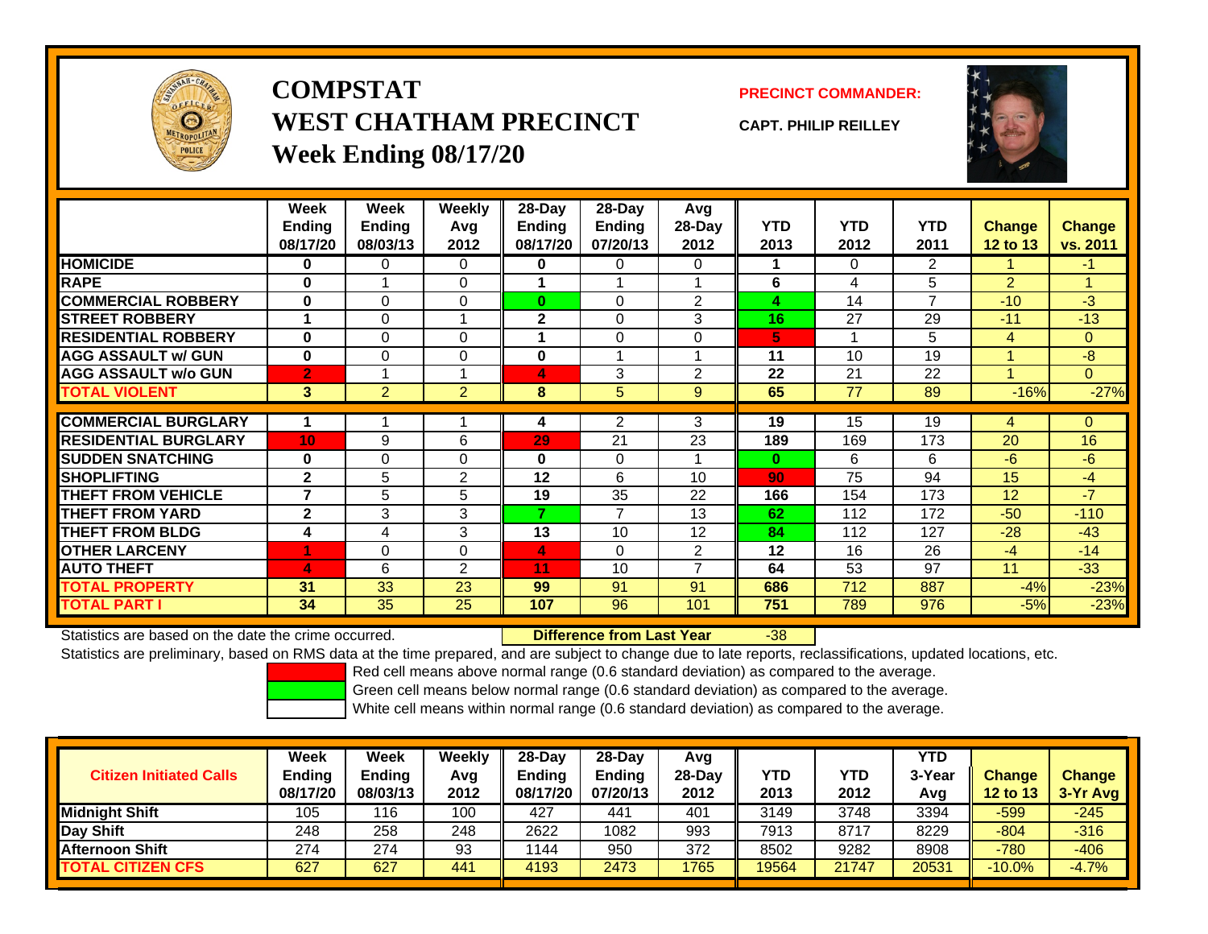# COMPSTAT
# WEST CHATHAM PRECINCT
## Week Ending 08/17/20

**PRECINCT COMMANDER:**

**CAPT. PHILIP REILLEY**

| | Week Ending 08/17/20 | Week Ending 08/03/13 | Weekly Avg 2012 | 28-Day Ending 08/17/20 | 28-Day Ending 07/20/13 | Avg 28-Day 2012 | YTD 2013 | YTD 2012 | YTD 2011 | Change 12 to 13 | Change vs. 2011 |
|---|---|---|---|---|---|---|---|---|---|---|---|
| HOMICIDE | 0 | 0 | 0 | 0 | 0 | 0 | 1 | 0 | 2 | 1 | -1 |
| RAPE | 0 | 1 | 0 | 1 | 1 | 1 | 6 | 4 | 5 | 2 | 1 |
| COMMERCIAL ROBBERY | 0 | 0 | 0 | 0 | 0 | 2 | 4 | 14 | 7 | -10 | -3 |
| STREET ROBBERY | 1 | 0 | 1 | 2 | 0 | 3 | 16 | 27 | 29 | -11 | -13 |
| RESIDENTIAL ROBBERY | 0 | 0 | 0 | 1 | 0 | 0 | 5 | 1 | 5 | 4 | 0 |
| AGG ASSAULT w/ GUN | 0 | 0 | 0 | 0 | 1 | 1 | 11 | 10 | 19 | 1 | -8 |
| AGG ASSAULT w/o GUN | 2 | 1 | 1 | 4 | 3 | 2 | 22 | 21 | 22 | 1 | 0 |
| TOTAL VIOLENT | 3 | 2 | 2 | 8 | 5 | 9 | 65 | 77 | 89 | -16% | -27% |
| COMMERCIAL BURGLARY | 1 | 1 | 1 | 4 | 2 | 3 | 19 | 15 | 19 | 4 | 0 |
| RESIDENTIAL BURGLARY | 10 | 9 | 6 | 29 | 21 | 23 | 189 | 169 | 173 | 20 | 16 |
| SUDDEN SNATCHING | 0 | 0 | 0 | 0 | 0 | 1 | 0 | 6 | 6 | -6 | -6 |
| SHOPLIFTING | 2 | 5 | 2 | 12 | 6 | 10 | 90 | 75 | 94 | 15 | -4 |
| THEFT FROM VEHICLE | 7 | 5 | 5 | 19 | 35 | 22 | 166 | 154 | 173 | 12 | -7 |
| THEFT FROM YARD | 2 | 3 | 3 | 7 | 7 | 13 | 62 | 112 | 172 | -50 | -110 |
| THEFT FROM BLDG | 4 | 4 | 3 | 13 | 10 | 12 | 84 | 112 | 127 | -28 | -43 |
| OTHER LARCENY | 1 | 0 | 0 | 4 | 0 | 2 | 12 | 16 | 26 | -4 | -14 |
| AUTO THEFT | 4 | 6 | 2 | 11 | 10 | 7 | 64 | 53 | 97 | 11 | -33 |
| TOTAL PROPERTY | 31 | 33 | 23 | 99 | 91 | 91 | 686 | 712 | 887 | -4% | -23% |
| TOTAL PART I | 34 | 35 | 25 | 107 | 96 | 101 | 751 | 789 | 976 | -5% | -23% |

Statistics are based on the date the crime occurred. **Difference from Last Year** -38

Statistics are preliminary, based on RMS data at the time prepared, and are subject to change due to late reports, reclassifications, updated locations, etc.

Red cell means above normal range (0.6 standard deviation) as compared to the average.

Green cell means below normal range (0.6 standard deviation) as compared to the average.

White cell means within normal range (0.6 standard deviation) as compared to the average.

| Citizen Initiated Calls | Week Ending 08/17/20 | Week Ending 08/03/13 | Weekly Avg 2012 | 28-Day Ending 08/17/20 | 28-Day Ending 07/20/13 | Avg 28-Day 2012 | YTD 2013 | YTD 2012 | YTD 3-Year Avg | Change 12 to 13 | Change 3-Yr Avg |
|---|---|---|---|---|---|---|---|---|---|---|---|
| Midnight Shift | 105 | 116 | 100 | 427 | 441 | 401 | 3149 | 3748 | 3394 | -599 | -245 |
| Day Shift | 248 | 258 | 248 | 2622 | 1082 | 993 | 7913 | 8717 | 8229 | -804 | -316 |
| Afternoon Shift | 274 | 274 | 93 | 1144 | 950 | 372 | 8502 | 9282 | 8908 | -780 | -406 |
| TOTAL CITIZEN CFS | 627 | 627 | 441 | 4193 | 2473 | 1765 | 19564 | 21747 | 20531 | -10.0% | -4.7% |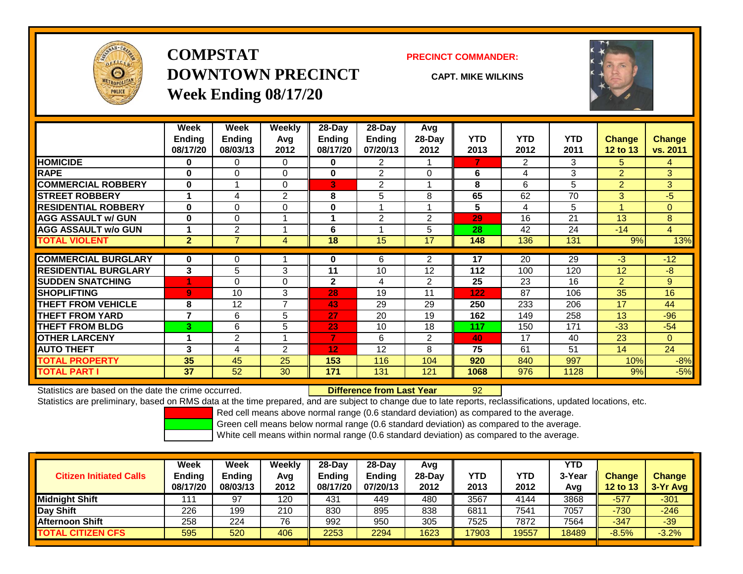# COMPSTAT
# DOWNTOWN PRECINCT
## Week Ending 08/17/20

**PRECINCT COMMANDER:**

**CAPT. MIKE WILKINS**

| | Week Ending 08/17/20 | Week Ending 08/03/13 | Weekly Avg 2012 | 28-Day Ending 08/17/20 | 28-Day Ending 07/20/13 | Avg 28-Day 2012 | YTD 2013 | YTD 2012 | YTD 2011 | Change 12 to 13 | Change vs. 2011 |
|---|---|---|---|---|---|---|---|---|---|---|---|
| HOMICIDE | 0 | 0 | 0 | 0 | 2 | 1 | 7 | 2 | 3 | 5 | 4 |
| RAPE | 0 | 0 | 0 | 0 | 2 | 0 | 6 | 4 | 3 | 2 | 3 |
| COMMERCIAL ROBBERY | 0 | 1 | 0 | 3 | 2 | 1 | 8 | 6 | 5 | 2 | 3 |
| STREET ROBBERY | 1 | 4 | 2 | 8 | 5 | 8 | 65 | 62 | 70 | 3 | -5 |
| RESIDENTIAL ROBBERY | 0 | 0 | 0 | 0 | 1 | 1 | 5 | 4 | 5 | 1 | 0 |
| AGG ASSAULT w/ GUN | 0 | 0 | 1 | 1 | 2 | 2 | 29 | 16 | 21 | 13 | 8 |
| AGG ASSAULT w/o GUN | 1 | 2 | 1 | 6 | 1 | 5 | 28 | 42 | 24 | -14 | 4 |
| **TOTAL VIOLENT** | **2** | 7 | 4 | **18** | 15 | 17 | **148** | 136 | 131 | 9% | 13% |
| COMMERCIAL BURGLARY | 0 | 0 | 1 | 0 | 6 | 2 | 17 | 20 | 29 | -3 | -12 |
| RESIDENTIAL BURGLARY | 3 | 5 | 3 | 11 | 10 | 12 | 112 | 100 | 120 | 12 | -8 |
| SUDDEN SNATCHING | 1 | 0 | 0 | 2 | 4 | 2 | 25 | 23 | 16 | 2 | 9 |
| SHOPLIFTING | 9 | 10 | 3 | 28 | 19 | 11 | 122 | 87 | 106 | 35 | 16 |
| THEFT FROM VEHICLE | 8 | 12 | 7 | 43 | 29 | 29 | 250 | 233 | 206 | 17 | 44 |
| THEFT FROM YARD | 7 | 6 | 5 | 27 | 20 | 19 | 162 | 149 | 258 | 13 | -96 |
| THEFT FROM BLDG | 3 | 6 | 5 | 23 | 10 | 18 | 117 | 150 | 171 | -33 | -54 |
| OTHER LARCENY | 1 | 2 | 1 | 7 | 6 | 2 | 40 | 17 | 40 | 23 | 0 |
| AUTO THEFT | 3 | 4 | 2 | 12 | 12 | 8 | 75 | 61 | 51 | 14 | 24 |
| **TOTAL PROPERTY** | **35** | 45 | 25 | **153** | 116 | 104 | **920** | 840 | 997 | 10% | -8% |
| **TOTAL PART I** | **37** | 52 | 30 | **171** | 131 | 121 | **1068** | 976 | 1128 | 9% | -5% |

Statistics are based on the date the crime occurred. **Difference from Last Year** 92

Statistics are preliminary, based on RMS data at the time prepared, and are subject to change due to late reports, reclassifications, updated locations, etc.

Red cell means above normal range (0.6 standard deviation) as compared to the average.

Green cell means below normal range (0.6 standard deviation) as compared to the average.

White cell means within normal range (0.6 standard deviation) as compared to the average.

| Citizen Initiated Calls | Week Ending 08/17/20 | Week Ending 08/03/13 | Weekly Avg 2012 | 28-Day Ending 08/17/20 | 28-Day Ending 07/20/13 | Avg 28-Day 2012 | YTD 2013 | YTD 2012 | YTD 3-Year Avg | Change 12 to 13 | Change 3-Yr Avg |
|---|---|---|---|---|---|---|---|---|---|---|---|
| Midnight Shift | 111 | 97 | 120 | 431 | 449 | 480 | 3567 | 4144 | 3868 | -577 | -301 |
| Day Shift | 226 | 199 | 210 | 830 | 895 | 838 | 6811 | 7541 | 7057 | -730 | -246 |
| Afternoon Shift | 258 | 224 | 76 | 992 | 950 | 305 | 7525 | 7872 | 7564 | -347 | -39 |
| **TOTAL CITIZEN CFS** | 595 | 520 | 406 | 2253 | 2294 | 1623 | 17903 | 19557 | 18489 | -8.5% | -3.2% |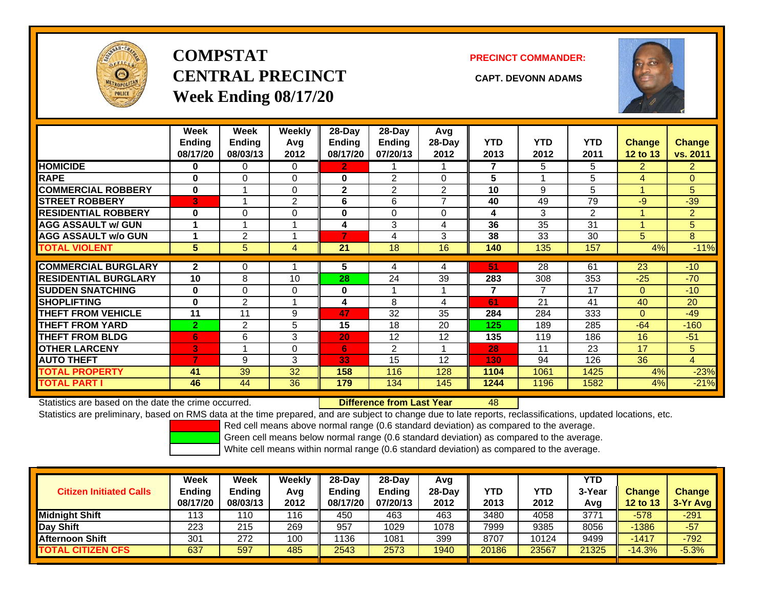# COMPSTAT
# CENTRAL PRECINCT
## Week Ending 08/17/20

**PRECINCT COMMANDER:**

**CAPT. DEVONN ADAMS**

| | Week Ending 08/17/20 | Week Ending 08/03/13 | Weekly Avg 2012 | 28-Day Ending 08/17/20 | 28-Day Ending 07/20/13 | Avg 28-Day 2012 | YTD 2013 | YTD 2012 | YTD 2011 | Change 12 to 13 | Change vs. 2011 |
|---|---|---|---|---|---|---|---|---|---|---|---|
| **HOMICIDE** | **0** | 0 | 0 | **2** | 1 | 1 | **7** | 5 | 5 | 2 | 2 |
| **RAPE** | **0** | 0 | 0 | **0** | 2 | 0 | **5** | 1 | 5 | 4 | 0 |
| **COMMERCIAL ROBBERY** | **0** | 1 | 0 | **2** | 2 | 2 | **10** | 9 | 5 | 1 | 5 |
| **STREET ROBBERY** | **3** | 1 | 2 | **6** | 6 | 7 | **40** | 49 | 79 | -9 | -39 |
| **RESIDENTIAL ROBBERY** | **0** | 0 | 0 | **0** | 0 | 0 | **4** | 3 | 2 | 1 | 2 |
| **AGG ASSAULT w/ GUN** | **1** | 1 | 1 | **4** | 3 | 4 | **36** | 35 | 31 | 1 | 5 |
| **AGG ASSAULT w/o GUN** | **1** | 2 | 1 | **7** | 4 | 3 | **38** | 33 | 30 | 5 | 8 |
| **TOTAL VIOLENT** | **5** | 5 | 4 | **21** | 18 | 16 | **140** | 135 | 157 | 4% | -11% |
| **COMMERCIAL BURGLARY** | **2** | 0 | 1 | **5** | 4 | 4 | **51** | 28 | 61 | 23 | -10 |
| **RESIDENTIAL BURGLARY** | **10** | 8 | 10 | **28** | 24 | 39 | **283** | 308 | 353 | -25 | -70 |
| **SUDDEN SNATCHING** | **0** | 0 | 0 | **0** | 1 | 1 | **7** | 7 | 17 | 0 | -10 |
| **SHOPLIFTING** | **0** | 2 | 1 | **4** | 8 | 4 | **61** | 21 | 41 | 40 | 20 |
| **THEFT FROM VEHICLE** | **11** | 11 | 9 | **47** | 32 | 35 | **284** | 284 | 333 | 0 | -49 |
| **THEFT FROM YARD** | **2** | 2 | 5 | **15** | 18 | 20 | **125** | 189 | 285 | -64 | -160 |
| **THEFT FROM BLDG** | **6** | 6 | 3 | **20** | 12 | 12 | **135** | 119 | 186 | 16 | -51 |
| **OTHER LARCENY** | **3** | 1 | 0 | **6** | 2 | 1 | **28** | 11 | 23 | 17 | 5 |
| **AUTO THEFT** | **7** | 9 | 3 | **33** | 15 | 12 | **130** | 94 | 126 | 36 | 4 |
| **TOTAL PROPERTY** | **41** | 39 | 32 | **158** | 116 | 128 | **1104** | 1061 | 1425 | 4% | -23% |
| **TOTAL PART I** | **46** | 44 | 36 | **179** | 134 | 145 | **1244** | 1196 | 1582 | 4% | -21% |

Statistics are based on the date the crime occurred. **Difference from Last Year** 48

Statistics are preliminary, based on RMS data at the time prepared, and are subject to change due to late reports, reclassifications, updated locations, etc.

Red cell means above normal range (0.6 standard deviation) as compared to the average.

Green cell means below normal range (0.6 standard deviation) as compared to the average.

White cell means within normal range (0.6 standard deviation) as compared to the average.

| Citizen Initiated Calls | Week Ending 08/17/20 | Week Ending 08/03/13 | Weekly Avg 2012 | 28-Day Ending 08/17/20 | 28-Day Ending 07/20/13 | Avg 28-Day 2012 | YTD 2013 | YTD 2012 | YTD 3-Year Avg | Change 12 to 13 | Change 3-Yr Avg |
|---|---|---|---|---|---|---|---|---|---|---|---|
| **Midnight Shift** | 113 | 110 | 116 | 450 | 463 | 463 | 3480 | 4058 | 3771 | -578 | -291 |
| **Day Shift** | 223 | 215 | 269 | 957 | 1029 | 1078 | 7999 | 9385 | 8056 | -1386 | -57 |
| **Afternoon Shift** | 301 | 272 | 100 | 1136 | 1081 | 399 | 8707 | 10124 | 9499 | -1417 | -792 |
| **TOTAL CITIZEN CFS** | 637 | 597 | 485 | 2543 | 2573 | 1940 | 20186 | 23567 | 21325 | -14.3% | -5.3% |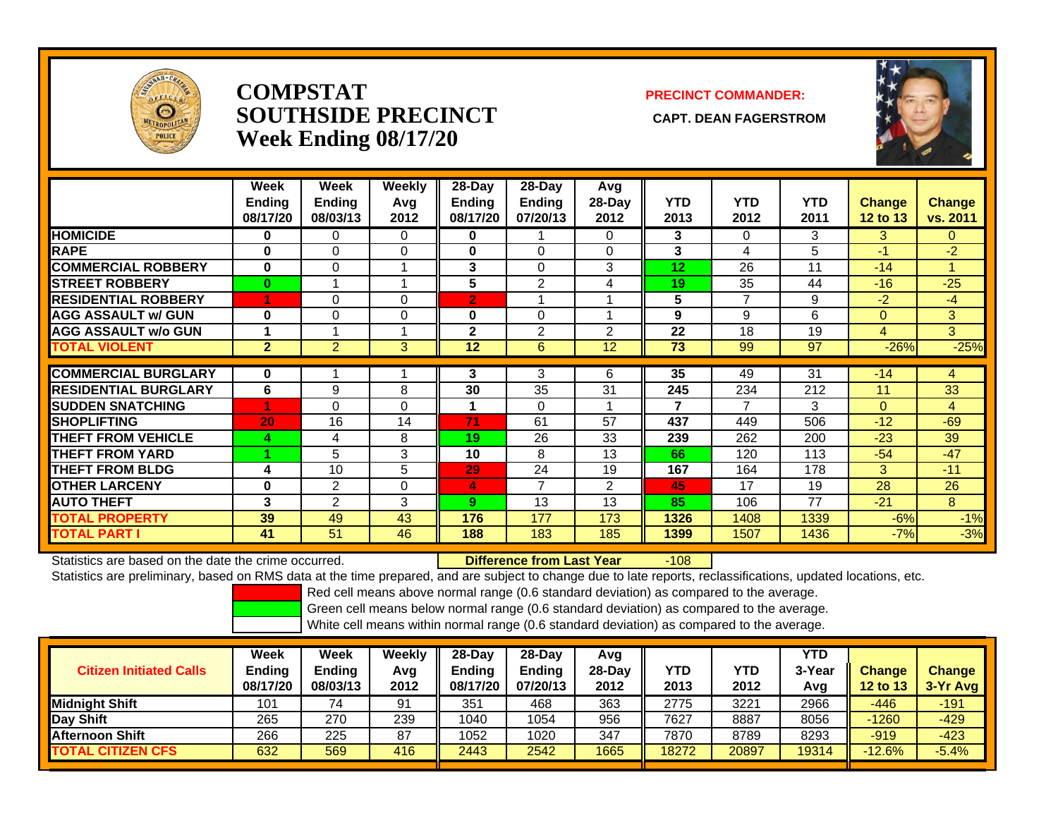# COMPSTAT
# SOUTHSIDE PRECINCT
# Week Ending 08/17/20

**PRECINCT COMMANDER:**

**CAPT. DEAN FAGERSTROM**

| | Week Ending 08/17/20 | Week Ending 08/03/13 | Weekly Avg 2012 | 28-Day Ending 08/17/20 | 28-Day Ending 07/20/13 | Avg 28-Day 2012 | YTD 2013 | YTD 2012 | YTD 2011 | Change 12 to 13 | Change vs. 2011 |
|---|---|---|---|---|---|---|---|---|---|---|---|
| HOMICIDE | 0 | 0 | 0 | 0 | 1 | 0 | 3 | 0 | 3 | 3 | 0 |
| RAPE | 0 | 0 | 0 | 0 | 0 | 0 | 3 | 4 | 5 | -1 | -2 |
| COMMERCIAL ROBBERY | 0 | 0 | 1 | 3 | 0 | 3 | 12 | 26 | 11 | -14 | 1 |
| STREET ROBBERY | 0 | 1 | 1 | 5 | 2 | 4 | 19 | 35 | 44 | -16 | -25 |
| RESIDENTIAL ROBBERY | 1 | 0 | 0 | 2 | 1 | 1 | 5 | 7 | 9 | -2 | -4 |
| AGG ASSAULT w/ GUN | 0 | 0 | 0 | 0 | 0 | 1 | 9 | 9 | 6 | 0 | 3 |
| AGG ASSAULT w/o GUN | 1 | 1 | 1 | 2 | 2 | 2 | 22 | 18 | 19 | 4 | 3 |
| TOTAL VIOLENT | 2 | 2 | 3 | 12 | 6 | 12 | 73 | 99 | 97 | -26% | -25% |
| COMMERCIAL BURGLARY | 0 | 1 | 1 | 3 | 3 | 6 | 35 | 49 | 31 | -14 | 4 |
| RESIDENTIAL BURGLARY | 6 | 9 | 8 | 30 | 35 | 31 | 245 | 234 | 212 | 11 | 33 |
| SUDDEN SNATCHING | 1 | 0 | 0 | 1 | 0 | 1 | 7 | 7 | 3 | 0 | 4 |
| SHOPLIFTING | 20 | 16 | 14 | 71 | 61 | 57 | 437 | 449 | 506 | -12 | -69 |
| THEFT FROM VEHICLE | 4 | 4 | 8 | 19 | 26 | 33 | 239 | 262 | 200 | -23 | 39 |
| THEFT FROM YARD | 1 | 5 | 3 | 10 | 8 | 13 | 66 | 120 | 113 | -54 | -47 |
| THEFT FROM BLDG | 4 | 10 | 5 | 29 | 24 | 19 | 167 | 164 | 178 | 3 | -11 |
| OTHER LARCENY | 0 | 2 | 0 | 4 | 7 | 2 | 45 | 17 | 19 | 28 | 26 |
| AUTO THEFT | 3 | 2 | 3 | 9 | 13 | 13 | 85 | 106 | 77 | -21 | 8 |
| TOTAL PROPERTY | 39 | 49 | 43 | 176 | 177 | 173 | 1326 | 1408 | 1339 | -6% | -1% |
| TOTAL PART I | 41 | 51 | 46 | 188 | 183 | 185 | 1399 | 1507 | 1436 | -7% | -3% |

Statistics are based on the date the crime occurred. **Difference from Last Year** -108

Statistics are preliminary, based on RMS data at the time prepared, and are subject to change due to late reports, reclassifications, updated locations, etc.

Red cell means above normal range (0.6 standard deviation) as compared to the average.
Green cell means below normal range (0.6 standard deviation) as compared to the average.
White cell means within normal range (0.6 standard deviation) as compared to the average.

| Citizen Initiated Calls | Week Ending 08/17/20 | Week Ending 08/03/13 | Weekly Avg 2012 | 28-Day Ending 08/17/20 | 28-Day Ending 07/20/13 | Avg 28-Day 2012 | YTD 2013 | YTD 2012 | YTD 3-Year Avg | Change 12 to 13 | Change 3-Yr Avg |
|---|---|---|---|---|---|---|---|---|---|---|---|
| Midnight Shift | 101 | 74 | 91 | 351 | 468 | 363 | 2775 | 3221 | 2966 | -446 | -191 |
| Day Shift | 265 | 270 | 239 | 1040 | 1054 | 956 | 7627 | 8887 | 8056 | -1260 | -429 |
| Afternoon Shift | 266 | 225 | 87 | 1052 | 1020 | 347 | 7870 | 8789 | 8293 | -919 | -423 |
| TOTAL CITIZEN CFS | 632 | 569 | 416 | 2443 | 2542 | 1665 | 18272 | 20897 | 19314 | -12.6% | -5.4% |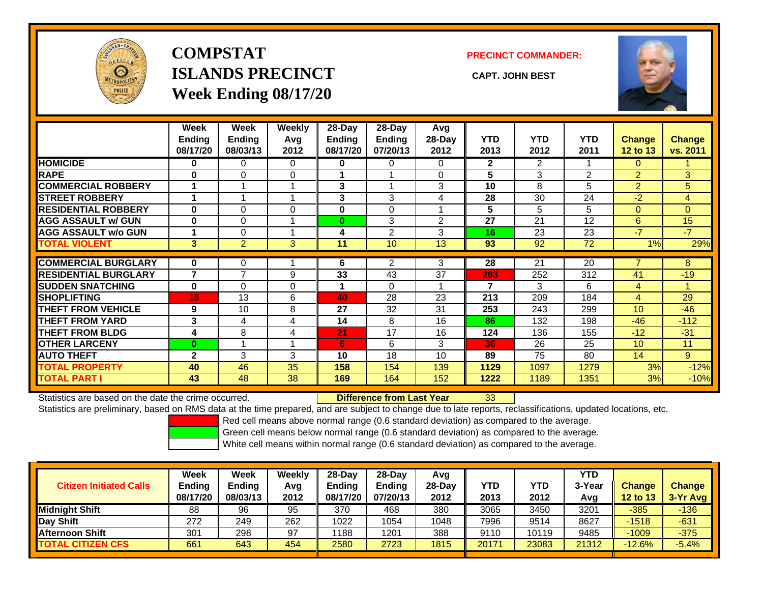# COMPSTAT ISLANDS PRECINCT Week Ending 08/17/20

**PRECINCT COMMANDER:**

**CAPT. JOHN BEST**

| | Week Ending 08/17/20 | Week Ending 08/03/13 | Weekly Avg 2012 | 28-Day Ending 08/17/20 | 28-Day Ending 07/20/13 | Avg 28-Day 2012 | YTD 2013 | YTD 2012 | YTD 2011 | Change 12 to 13 | Change vs. 2011 |
|---|---|---|---|---|---|---|---|---|---|---|---|
| HOMICIDE | 0 | 0 | 0 | 0 | 0 | 0 | 2 | 2 | 1 | 0 | 1 |
| RAPE | 0 | 0 | 0 | 1 | 1 | 0 | 5 | 3 | 2 | 2 | 3 |
| COMMERCIAL ROBBERY | 1 | 1 | 1 | 3 | 1 | 3 | 10 | 8 | 5 | 2 | 5 |
| STREET ROBBERY | 1 | 1 | 1 | 3 | 3 | 4 | 28 | 30 | 24 | -2 | 4 |
| RESIDENTIAL ROBBERY | 0 | 0 | 0 | 0 | 0 | 1 | 5 | 5 | 5 | 0 | 0 |
| AGG ASSAULT w/ GUN | 0 | 0 | 1 | 0 | 3 | 2 | 27 | 21 | 12 | 6 | 15 |
| AGG ASSAULT w/o GUN | 1 | 0 | 1 | 4 | 2 | 3 | 16 | 23 | 23 | -7 | -7 |
| TOTAL VIOLENT | 3 | 2 | 3 | 11 | 10 | 13 | 93 | 92 | 72 | 1% | 29% |
| COMMERCIAL BURGLARY | 0 | 0 | 1 | 6 | 2 | 3 | 28 | 21 | 20 | 7 | 8 |
| RESIDENTIAL BURGLARY | 7 | 7 | 9 | 33 | 43 | 37 | 293 | 252 | 312 | 41 | -19 |
| SUDDEN SNATCHING | 0 | 0 | 0 | 1 | 0 | 1 | 7 | 3 | 6 | 4 | 1 |
| SHOPLIFTING | 15 | 13 | 6 | 40 | 28 | 23 | 213 | 209 | 184 | 4 | 29 |
| THEFT FROM VEHICLE | 9 | 10 | 8 | 27 | 32 | 31 | 253 | 243 | 299 | 10 | -46 |
| THEFT FROM YARD | 3 | 4 | 4 | 14 | 8 | 16 | 86 | 132 | 198 | -46 | -112 |
| THEFT FROM BLDG | 4 | 8 | 4 | 21 | 17 | 16 | 124 | 136 | 155 | -12 | -31 |
| OTHER LARCENY | 0 | 1 | 1 | 6 | 6 | 3 | 36 | 26 | 25 | 10 | 11 |
| AUTO THEFT | 2 | 3 | 3 | 10 | 18 | 10 | 89 | 75 | 80 | 14 | 9 |
| TOTAL PROPERTY | 40 | 46 | 35 | 158 | 154 | 139 | 1129 | 1097 | 1279 | 3% | -12% |
| TOTAL PART I | 43 | 48 | 38 | 169 | 164 | 152 | 1222 | 1189 | 1351 | 3% | -10% |

Statistics are based on the date the crime occurred. **Difference from Last Year** 33

Statistics are preliminary, based on RMS data at the time prepared, and are subject to change due to late reports, reclassifications, updated locations, etc.

Red cell means above normal range (0.6 standard deviation) as compared to the average.

Green cell means below normal range (0.6 standard deviation) as compared to the average.

White cell means within normal range (0.6 standard deviation) as compared to the average.

| Citizen Initiated Calls | Week Ending 08/17/20 | Week Ending 08/03/13 | Weekly Avg 2012 | 28-Day Ending 08/17/20 | 28-Day Ending 07/20/13 | Avg 28-Day 2012 | YTD 2013 | YTD 2012 | YTD 3-Year Avg | Change 12 to 13 | Change 3-Yr Avg |
|---|---|---|---|---|---|---|---|---|---|---|---|
| Midnight Shift | 88 | 96 | 95 | 370 | 468 | 380 | 3065 | 3450 | 3201 | -385 | -136 |
| Day Shift | 272 | 249 | 262 | 1022 | 1054 | 1048 | 7996 | 9514 | 8627 | -1518 | -631 |
| Afternoon Shift | 301 | 298 | 97 | 1188 | 1201 | 388 | 9110 | 10119 | 9485 | -1009 | -375 |
| TOTAL CITIZEN CFS | 661 | 643 | 454 | 2580 | 2723 | 1815 | 20171 | 23083 | 21312 | -12.6% | -5.4% |